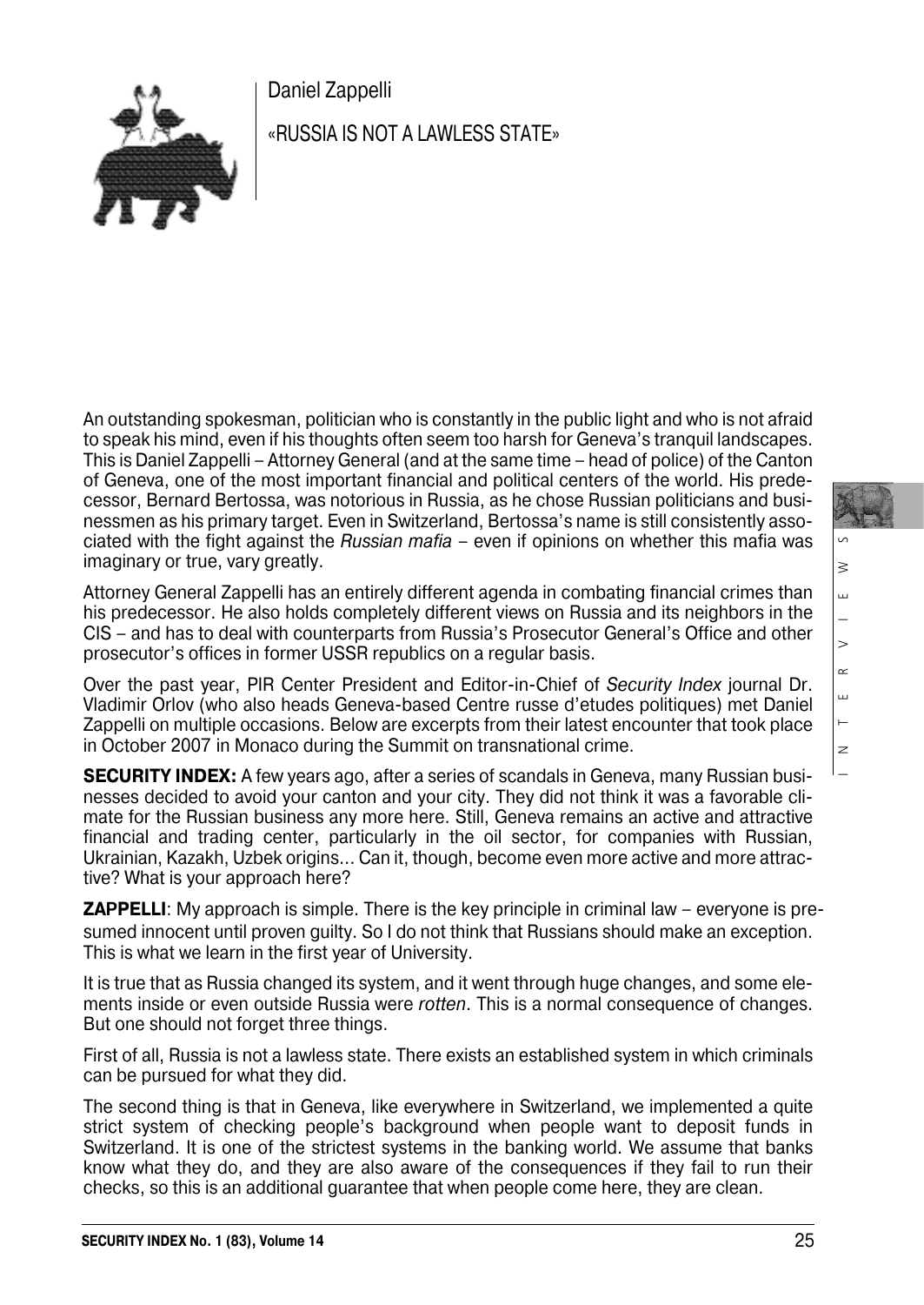Daniel Zappelli

# «RUSSIA IS NOT A LAWLESS STATE»

An outstanding spokesman, politician who is constantly in the public light and who is not afraid to speak his mind, even if his thoughts often seem too harsh for Geneva's tranquil landscapes. This is Daniel Zappelli – Attorney General (and at the same time – head of police) of the Canton of Geneva, one of the most important financial and political centers of the world. His predecessor, Bernard Bertossa, was notorious in Russia, as he chose Russian politicians and businessmen as his primary target. Even in Switzerland, Bertossa's name is still consistently associated with the fight against the *Russian mafia* – even if opinions on whether this mafia was imaginary or true, vary greatly.

Attorney General Zappelli has an entirely different agenda in combating financial crimes than his predecessor. He also holds completely different views on Russia and its neighbors in the CIS – and has to deal with counterparts from Russia's Prosecutor General's Office and other prosecutor's offices in former USSR republics on a regular basis.

Over the past year, PIR Center President and Editor-in-Chief of *Security Index* journal Dr. Vladimir Orlov (who also heads Geneva-based Centre russe d'etudes politiques) met Daniel Zappelli on multiple occasions. Below are excerpts from their latest encounter that took place in October 2007 in Monaco during the Summit on transnational crime.

**SECURITY INDEX:** A few years ago, after a series of scandals in Geneva, many Russian businesses decided to avoid your canton and your city. They did not think it was a favorable climate for the Russian business any more here. Still, Geneva remains an active and attractive financial and trading center, particularly in the oil sector, for companies with Russian, Ukrainian, Kazakh, Uzbek origins... Can it, though, become even more active and more attractive? What is your approach here?

**ZAPPELLI**: My approach is simple. There is the key principle in criminal law – everyone is presumed innocent until proven guilty. So I do not think that Russians should make an exception. This is what we learn in the first year of University.

It is true that as Russia changed its system, and it went through huge changes, and some elements inside or even outside Russia were *rotten*. This is a normal consequence of changes. But one should not forget three things.

First of all, Russia is not a lawless state. There exists an established system in which criminals can be pursued for what they did.

The second thing is that in Geneva, like everywhere in Switzerland, we implemented a quite strict system of checking people's background when people want to deposit funds in Switzerland. It is one of the strictest systems in the banking world. We assume that banks know what they do, and they are also aware of the consequences if they fail to run their checks, so this is an additional guarantee that when people come here, they are clean.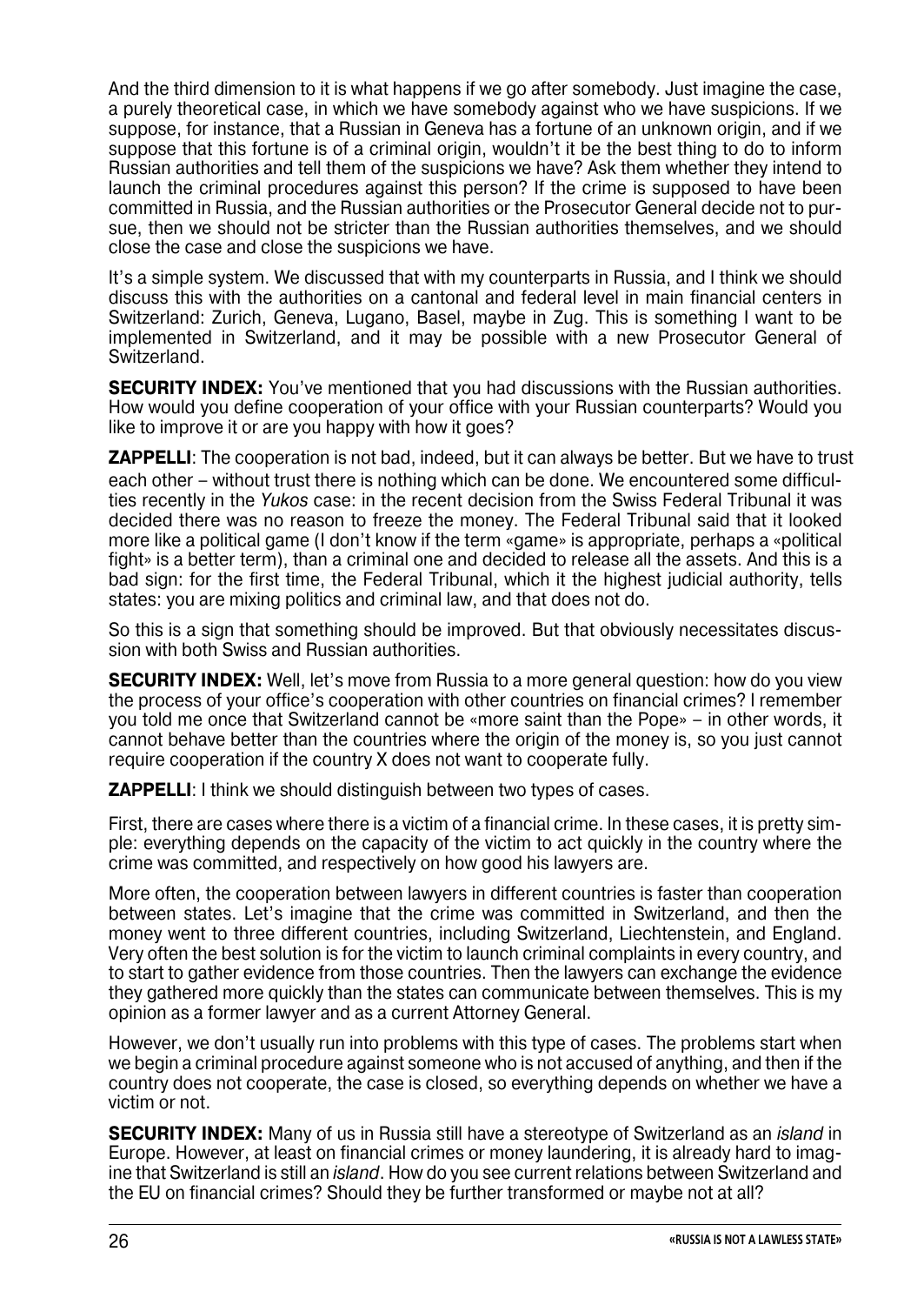And the third dimension to it is what happens if we go after somebody. Just imagine the case, a purely theoretical case, in which we have somebody against who we have suspicions. If we suppose, for instance, that a Russian in Geneva has a fortune of an unknown origin, and if we suppose that this fortune is of a criminal origin, wouldn't it be the best thing to do to inform Russian authorities and tell them of the suspicions we have? Ask them whether they intend to launch the criminal procedures against this person? If the crime is supposed to have been committed in Russia, and the Russian authorities or the Prosecutor General decide not to pursue, then we should not be stricter than the Russian authorities themselves, and we should close the case and close the suspicions we have.

It's a simple system. We discussed that with my counterparts in Russia, and I think we should discuss this with the authorities on a cantonal and federal level in main financial centers in Switzerland: Zurich, Geneva, Lugano, Basel, maybe in Zug. This is something I want to be implemented in Switzerland, and it may be possible with a new Prosecutor General of Switzerland.

**SECURITY INDEX:** You've mentioned that you had discussions with the Russian authorities. How would you define cooperation of your office with your Russian counterparts? Would you like to improve it or are you happy with how it goes?

**ZAPPELLI**: The cooperation is not bad, indeed, but it can always be better. But we have to trust each other – without trust there is nothing which can be done. We encountered some difficulties recently in the *Yukos* case: in the recent decision from the Swiss Federal Tribunal it was decided there was no reason to freeze the money. The Federal Tribunal said that it looked more like a political game (I don't know if the term «game» is appropriate, perhaps a «political fight» is a better term), than a criminal one and decided to release all the assets. And this is a bad sign: for the first time, the Federal Tribunal, which it the highest judicial authority, tells states: you are mixing politics and criminal law, and that does not do.

So this is a sign that something should be improved. But that obviously necessitates discussion with both Swiss and Russian authorities.

**SECURITY INDEX:** Well, let's move from Russia to a more general question: how do you view the process of your office's cooperation with other countries on financial crimes? I remember you told me once that Switzerland cannot be «more saint than the Pope» – in other words, it cannot behave better than the countries where the origin of the money is, so you just cannot require cooperation if the country X does not want to cooperate fully.

**ZAPPELLI**: I think we should distinguish between two types of cases.

First, there are cases where there is a victim of a financial crime. In these cases, it is pretty simple: everything depends on the capacity of the victim to act quickly in the country where the crime was committed, and respectively on how good his lawyers are.

More often, the cooperation between lawyers in different countries is faster than cooperation between states. Let's imagine that the crime was committed in Switzerland, and then the money went to three different countries, including Switzerland, Liechtenstein, and England. Very often the best solution is for the victim to launch criminal complaints in every country, and to start to gather evidence from those countries. Then the lawyers can exchange the evidence they gathered more quickly than the states can communicate between themselves. This is my opinion as a former lawyer and as a current Attorney General.

However, we don't usually run into problems with this type of cases. The problems start when we begin a criminal procedure against someone who is not accused of anything, and then if the country does not cooperate, the case is closed, so everything depends on whether we have a victim or not.

**SECURITY INDEX:** Many of us in Russia still have a stereotype of Switzerland as an *island* in Europe. However, at least on financial crimes or money laundering, it is already hard to imagine that Switzerland is still an *island*. How do you see current relations between Switzerland and the EU on financial crimes? Should they be further transformed or maybe not at all?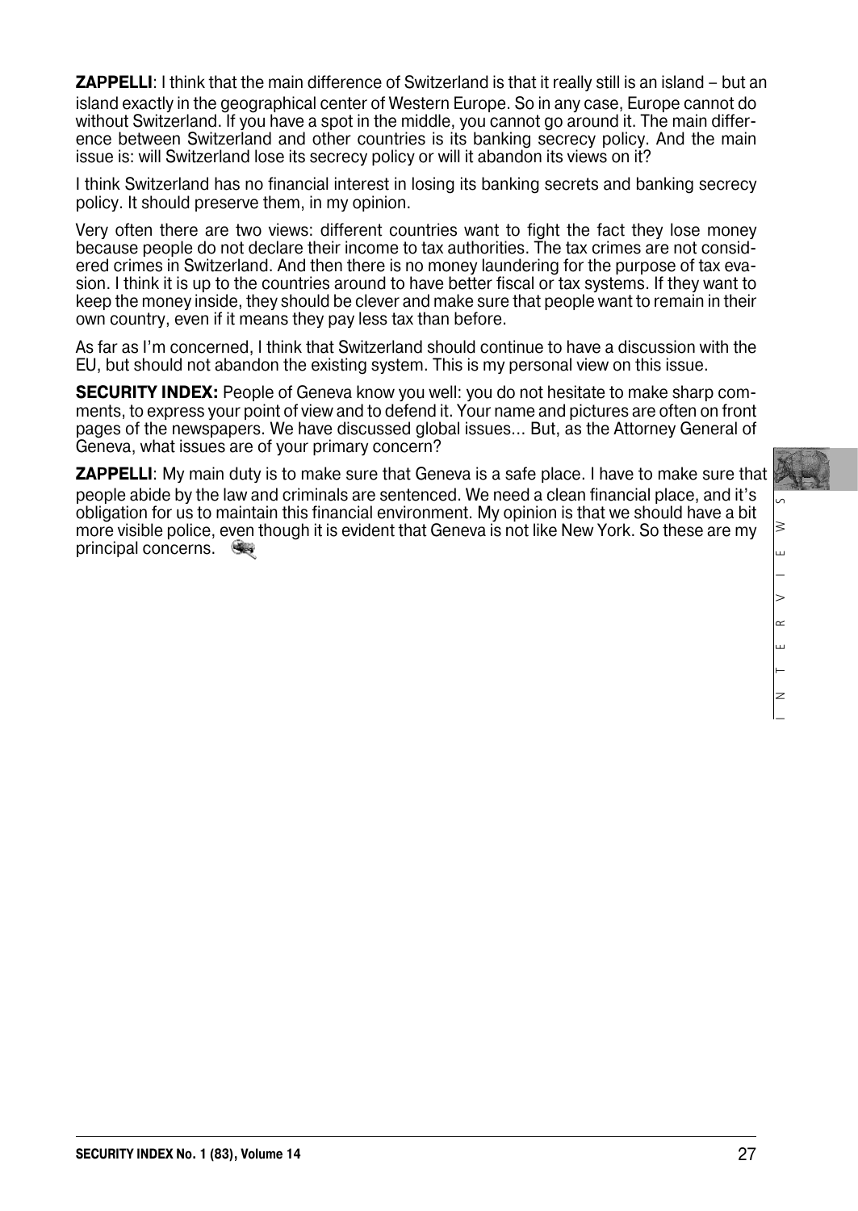**ZAPPELLI**: I think that the main difference of Switzerland is that it really still is an island – but an island exactly in the geographical center of Western Europe. So in any case, Europe cannot do without Switzerland. If you have a spot in the middle, you cannot go around it. The main difference between Switzerland and other countries is its banking secrecy policy. And the main issue is: will Switzerland lose its secrecy policy or will it abandon its views on it?

I think Switzerland has no financial interest in losing its banking secrets and banking secrecy policy. It should preserve them, in my opinion.

Very often there are two views: different countries want to fight the fact they lose money because people do not declare their income to tax authorities. The tax crimes are not considered crimes in Switzerland. And then there is no money laundering for the purpose of tax evasion. I think it is up to the countries around to have better fiscal or tax systems. If they want to keep the money inside, they should be clever and make sure that people want to remain in their own country, even if it means they pay less tax than before.

As far as I'm concerned, I think that Switzerland should continue to have a discussion with the EU, but should not abandon the existing system. This is my personal view on this issue.

**SECURITY INDEX:** People of Geneva know you well: you do not hesitate to make sharp comments, to express your point of view and to defend it. Your name and pictures are often on front pages of the newspapers. We have discussed global issues… But, as the Attorney General of Geneva, what issues are of your primary concern?

**ZAPPELLI**: My main duty is to make sure that Geneva is a safe place. I have to make sure that people abide by the law and criminals are sentenced. We need a clean financial place, and it's obligation for us to maintain this financial environment. My opinion is that we should have a bit more visible police, even though it is evident that Geneva is not like New York. So these are my principal concerns.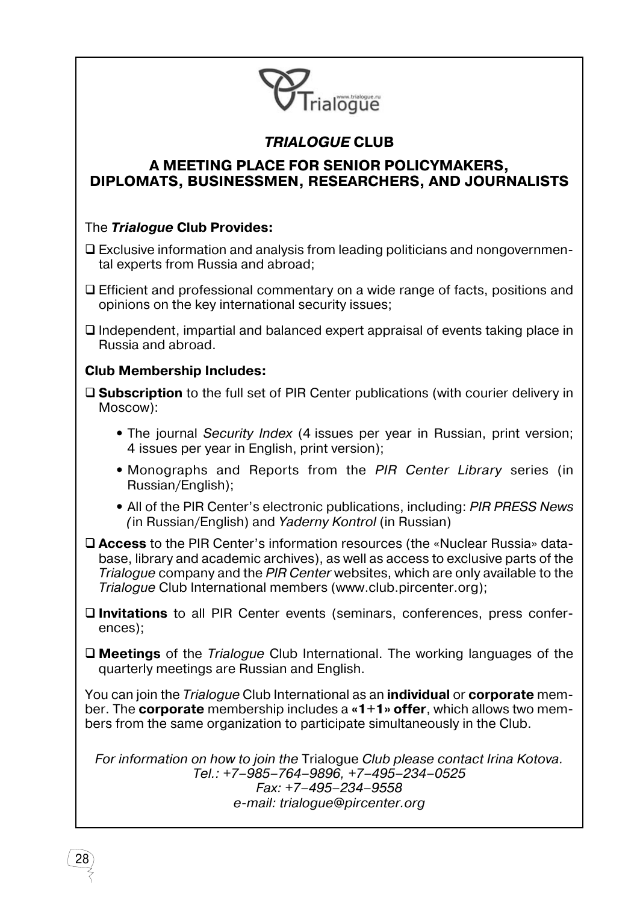## *TRIALOGUE* CLUB

### A MEETING PLACE FOR SENIOR POLICYMAKERS, DIPLOMATS, BUSINESSMEN, RESEARCHERS, AND JOURNALISTS

The ***Trialogue*** **Club Provides:**

- Exclusive information and analysis from leading politicians and nongovernmental experts from Russia and abroad;
- Efficient and professional commentary on a wide range of facts, positions and opinions on the key international security issues;
- Independent, impartial and balanced expert appraisal of events taking place in Russia and abroad.

**Club Membership Includes:**

- **Subscription** to the full set of PIR Center publications (with courier delivery in Moscow):
  - The journal *Security Index* (4 issues per year in Russian, print version; 4 issues per year in English, print version);
  - Monographs and Reports from the *PIR Center Library* series (in Russian/English);
  - All of the PIR Center's electronic publications, including: *PIR PRESS News* (in Russian/English) and *Yaderny Kontrol* (in Russian)
- **Access** to the PIR Center's information resources (the «Nuclear Russia» database, library and academic archives), as well as access to exclusive parts of the *Trialogue* company and the *PIR Center* websites, which are only available to the *Trialogue* Club International members (www.club.pircenter.org);
- **Invitations** to all PIR Center events (seminars, conferences, press conferences);
- **Meetings** of the *Trialogue* Club International. The working languages of the quarterly meetings are Russian and English.

You can join the *Trialogue* Club International as an **individual** or **corporate** member. The **corporate** membership includes a **«1+1» offer**, which allows two members from the same organization to participate simultaneously in the Club.

*For information on how to join the* Trialogue *Club please contact Irina Kotova.*
*Tel.: +7–985–764–9896, +7–495–234–0525*
*Fax: +7–495–234–9558*
*e-mail: trialogue@pircenter.org*